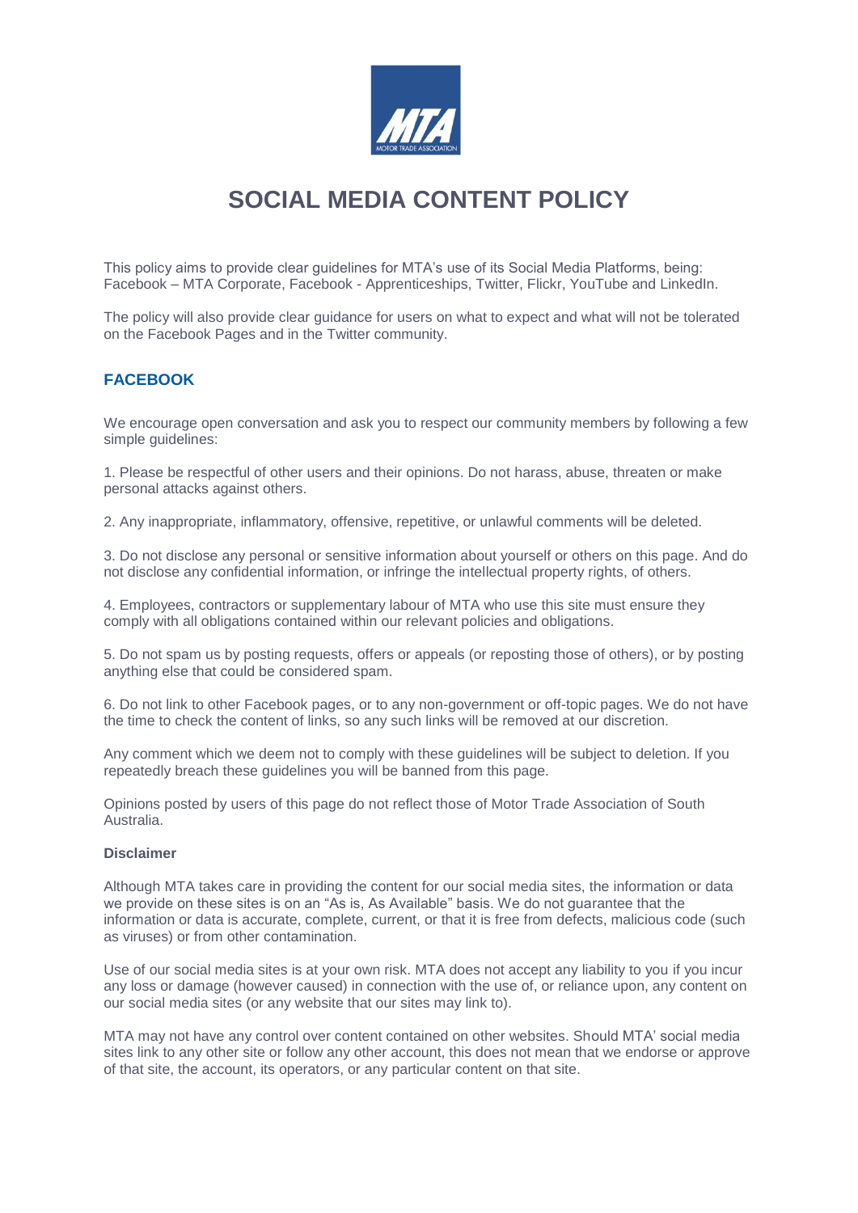# SOCIAL MEDIA CONTENT POLICY

This policy aims to provide clear guidelines for MTA's use of its Social Media Platforms, being: Facebook – MTA Corporate, Facebook - Apprenticeships, Twitter, Flickr, YouTube and LinkedIn.

The policy will also provide clear guidance for users on what to expect and what will not be tolerated on the Facebook Pages and in the Twitter community.

## FACEBOOK

We encourage open conversation and ask you to respect our community members by following a few simple guidelines:

1. Please be respectful of other users and their opinions. Do not harass, abuse, threaten or make personal attacks against others.

2. Any inappropriate, inflammatory, offensive, repetitive, or unlawful comments will be deleted.

3. Do not disclose any personal or sensitive information about yourself or others on this page. And do not disclose any confidential information, or infringe the intellectual property rights, of others.

4. Employees, contractors or supplementary labour of MTA who use this site must ensure they comply with all obligations contained within our relevant policies and obligations.

5. Do not spam us by posting requests, offers or appeals (or reposting those of others), or by posting anything else that could be considered spam.

6. Do not link to other Facebook pages, or to any non-government or off-topic pages. We do not have the time to check the content of links, so any such links will be removed at our discretion.

Any comment which we deem not to comply with these guidelines will be subject to deletion. If you repeatedly breach these guidelines you will be banned from this page.

Opinions posted by users of this page do not reflect those of Motor Trade Association of South Australia.

**Disclaimer**

Although MTA takes care in providing the content for our social media sites, the information or data we provide on these sites is on an "As is, As Available" basis. We do not guarantee that the information or data is accurate, complete, current, or that it is free from defects, malicious code (such as viruses) or from other contamination.

Use of our social media sites is at your own risk. MTA does not accept any liability to you if you incur any loss or damage (however caused) in connection with the use of, or reliance upon, any content on our social media sites (or any website that our sites may link to).

MTA may not have any control over content contained on other websites. Should MTA' social media sites link to any other site or follow any other account, this does not mean that we endorse or approve of that site, the account, its operators, or any particular content on that site.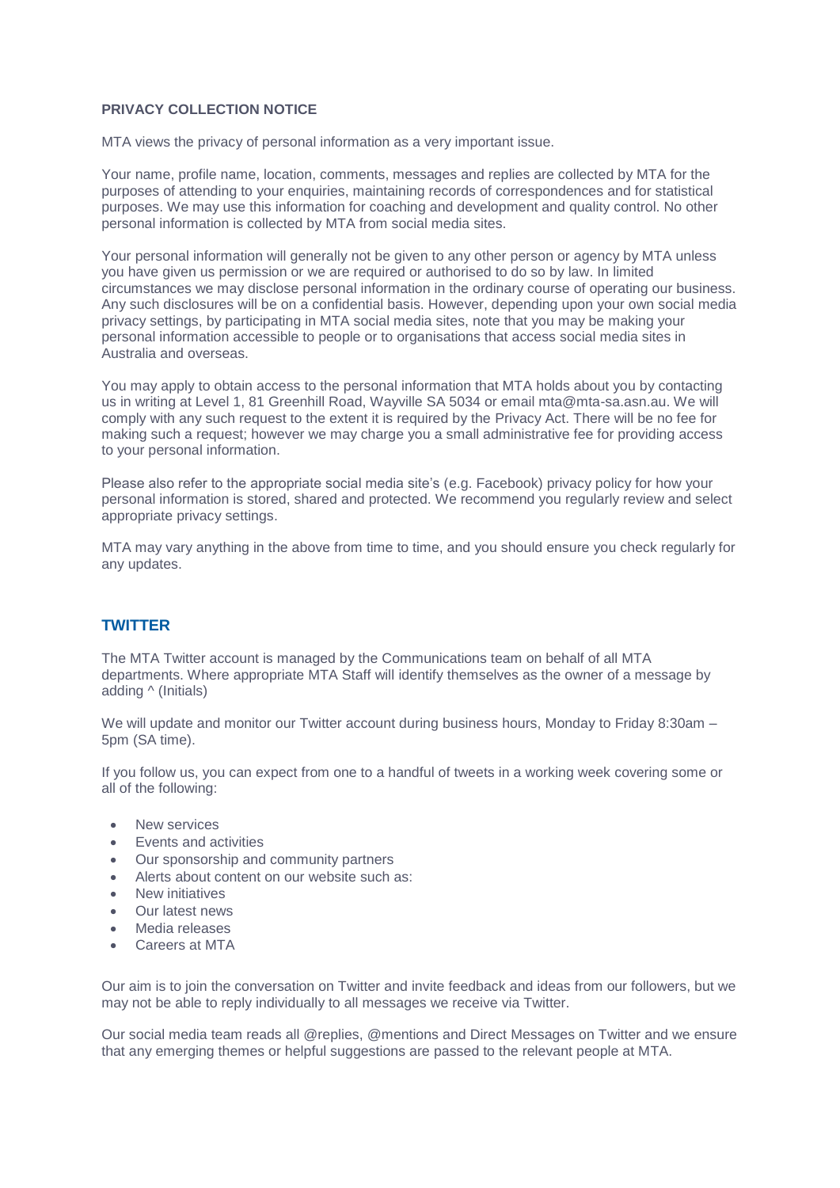**PRIVACY COLLECTION NOTICE**

MTA views the privacy of personal information as a very important issue.

Your name, profile name, location, comments, messages and replies are collected by MTA for the purposes of attending to your enquiries, maintaining records of correspondences and for statistical purposes. We may use this information for coaching and development and quality control. No other personal information is collected by MTA from social media sites.

Your personal information will generally not be given to any other person or agency by MTA unless you have given us permission or we are required or authorised to do so by law. In limited circumstances we may disclose personal information in the ordinary course of operating our business. Any such disclosures will be on a confidential basis. However, depending upon your own social media privacy settings, by participating in MTA social media sites, note that you may be making your personal information accessible to people or to organisations that access social media sites in Australia and overseas.

You may apply to obtain access to the personal information that MTA holds about you by contacting us in writing at Level 1, 81 Greenhill Road, Wayville SA 5034 or email mta@mta-sa.asn.au. We will comply with any such request to the extent it is required by the Privacy Act. There will be no fee for making such a request; however we may charge you a small administrative fee for providing access to your personal information.

Please also refer to the appropriate social media site's (e.g. Facebook) privacy policy for how your personal information is stored, shared and protected. We recommend you regularly review and select appropriate privacy settings.

MTA may vary anything in the above from time to time, and you should ensure you check regularly for any updates.

## TWITTER

The MTA Twitter account is managed by the Communications team on behalf of all MTA departments. Where appropriate MTA Staff will identify themselves as the owner of a message by adding ^ (Initials)

We will update and monitor our Twitter account during business hours, Monday to Friday 8:30am – 5pm (SA time).

If you follow us, you can expect from one to a handful of tweets in a working week covering some or all of the following:

- New services
- Events and activities
- Our sponsorship and community partners
- Alerts about content on our website such as:
- New initiatives
- Our latest news
- Media releases
- Careers at MTA

Our aim is to join the conversation on Twitter and invite feedback and ideas from our followers, but we may not be able to reply individually to all messages we receive via Twitter.

Our social media team reads all @replies, @mentions and Direct Messages on Twitter and we ensure that any emerging themes or helpful suggestions are passed to the relevant people at MTA.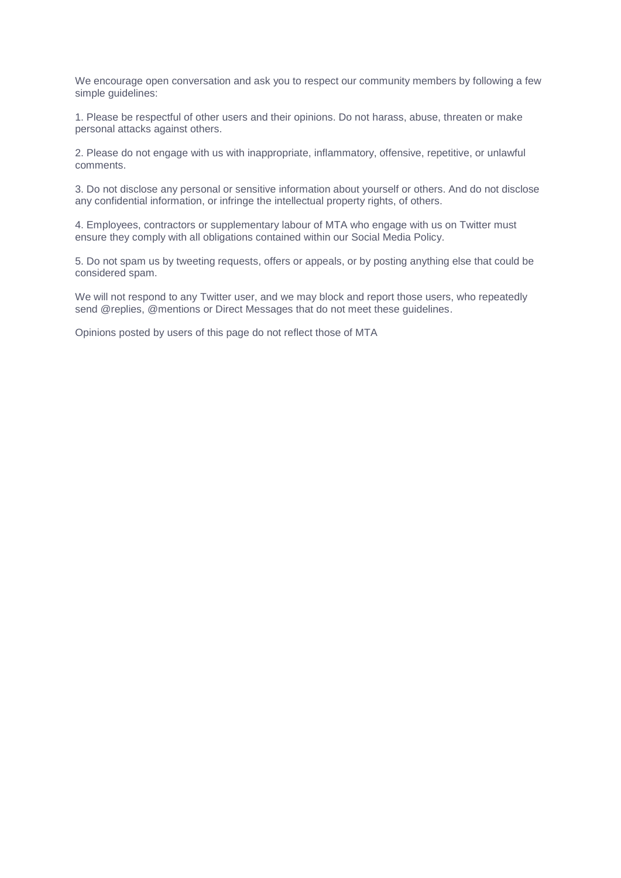We encourage open conversation and ask you to respect our community members by following a few simple guidelines:

1. Please be respectful of other users and their opinions. Do not harass, abuse, threaten or make personal attacks against others.

2. Please do not engage with us with inappropriate, inflammatory, offensive, repetitive, or unlawful comments.

3. Do not disclose any personal or sensitive information about yourself or others. And do not disclose any confidential information, or infringe the intellectual property rights, of others.

4. Employees, contractors or supplementary labour of MTA who engage with us on Twitter must ensure they comply with all obligations contained within our Social Media Policy.

5. Do not spam us by tweeting requests, offers or appeals, or by posting anything else that could be considered spam.

We will not respond to any Twitter user, and we may block and report those users, who repeatedly send @replies, @mentions or Direct Messages that do not meet these guidelines.

Opinions posted by users of this page do not reflect those of MTA